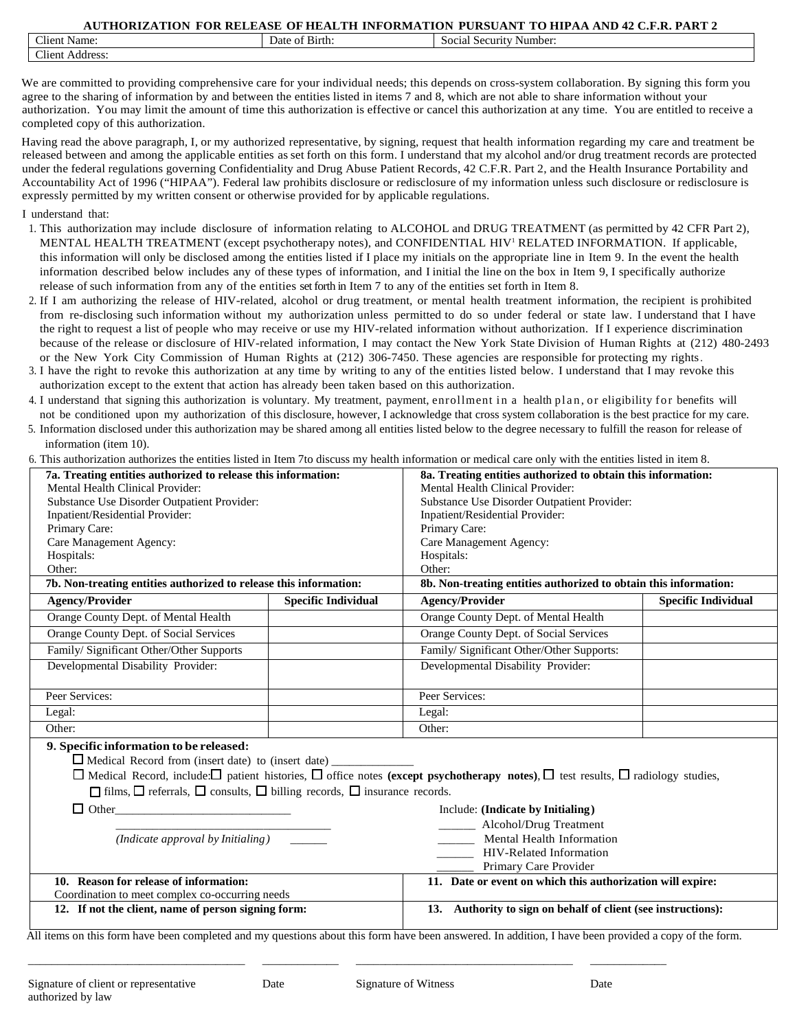# AUTHORIZATION FOR RELEASE OF HEALTH INFORMATION PURSUANT TO HIPAA AND 42 C.F.R. PART 2

| Client Name: | Date of Birth: | Social Security Number: |
|---|---|---|
| Client Address: | | |

We are committed to providing comprehensive care for your individual needs; this depends on cross-system collaboration. By signing this form you agree to the sharing of information by and between the entities listed in items 7 and 8, which are not able to share information without your authorization. You may limit the amount of time this authorization is effective or cancel this authorization at any time. You are entitled to receive a completed copy of this authorization.

Having read the above paragraph, I, or my authorized representative, by signing, request that health information regarding my care and treatment be released between and among the applicable entities as set forth on this form. I understand that my alcohol and/or drug treatment records are protected under the federal regulations governing Confidentiality and Drug Abuse Patient Records, 42 C.F.R. Part 2, and the Health Insurance Portability and Accountability Act of 1996 ("HIPAA"). Federal law prohibits disclosure or redisclosure of my information unless such disclosure or redisclosure is expressly permitted by my written consent or otherwise provided for by applicable regulations.

I understand that:

1. This authorization may include disclosure of information relating to ALCOHOL and DRUG TREATMENT (as permitted by 42 CFR Part 2), MENTAL HEALTH TREATMENT (except psychotherapy notes), and CONFIDENTIAL HIV[1] RELATED INFORMATION. If applicable, this information will only be disclosed among the entities listed if I place my initials on the appropriate line in Item 9. In the event the health information described below includes any of these types of information, and I initial the line on the box in Item 9, I specifically authorize release of such information from any of the entities set forth in Item 7 to any of the entities set forth in Item 8.
2. If I am authorizing the release of HIV-related, alcohol or drug treatment, or mental health treatment information, the recipient is prohibited from re-disclosing such information without my authorization unless permitted to do so under federal or state law. I understand that I have the right to request a list of people who may receive or use my HIV-related information without authorization. If I experience discrimination because of the release or disclosure of HIV-related information, I may contact the New York State Division of Human Rights at (212) 480-2493 or the New York City Commission of Human Rights at (212) 306-7450. These agencies are responsible for protecting my rights.
3. I have the right to revoke this authorization at any time by writing to any of the entities listed below. I understand that I may revoke this authorization except to the extent that action has already been taken based on this authorization.
4. I understand that signing this authorization is voluntary. My treatment, payment, enrollment in a health plan, or eligibility for benefits will not be conditioned upon my authorization of this disclosure, however, I acknowledge that cross system collaboration is the best practice for my care.
5. Information disclosed under this authorization may be shared among all entities listed below to the degree necessary to fulfill the reason for release of information (item 10).
6. This authorization authorizes the entities listed in Item 7to discuss my health information or medical care only with the entities listed in item 8.

| **7a. Treating entities authorized to release this information:** | | **8a. Treating entities authorized to obtain this information:** | |
|---|---|---|---|
| Mental Health Clinical Provider: | | Mental Health Clinical Provider: | |
| Substance Use Disorder Outpatient Provider: | | Substance Use Disorder Outpatient Provider: | |
| Inpatient/Residential Provider: | | Inpatient/Residential Provider: | |
| Primary Care: | | Primary Care: | |
| Care Management Agency: | | Care Management Agency: | |
| Hospitals: | | Hospitals: | |
| Other: | | Other: | |
| **7b. Non-treating entities authorized to release this information:** | | **8b. Non-treating entities authorized to obtain this information:** | |
| **Agency/Provider** | **Specific Individual** | **Agency/Provider** | **Specific Individual** |
| Orange County Dept. of Mental Health | | Orange County Dept. of Mental Health | |
| Orange County Dept. of Social Services | | Orange County Dept. of Social Services | |
| Family/ Significant Other/Other Supports | | Family/ Significant Other/Other Supports: | |
| Developmental Disability Provider: | | Developmental Disability Provider: | |
| Peer Services: | | Peer Services: | |
| Legal: | | Legal: | |
| Other: | | Other: | |

**9. Specific information to be released:**

☐ Medical Record from (insert date) to (insert date) ______________

☐ Medical Record, include: ☐ patient histories, ☐ office notes **(except psychotherapy notes)**, ☐ test results, ☐ radiology studies, ☐ films, ☐ referrals, ☐ consults, ☐ billing records, ☐ insurance records.

☐ Other______________________________

____________________________________

*(Indicate approval by Initialing)* ______

Include: **(Indicate by Initialing)**

______ Alcohol/Drug Treatment

______ Mental Health Information

______ HIV-Related Information

______ Primary Care Provider

| **10. Reason for release of information:** Coordination to meet complex co-occurring needs | **11. Date or event on which this authorization will expire:** |
|---|---|
| **12. If not the client, name of person signing form:** | **13. Authority to sign on behalf of client (see instructions):** |

All items on this form have been completed and my questions about this form have been answered. In addition, I have been provided a copy of the form.

| ____________________________________ | _____________ | ____________________________________ | _____________ |
|---|---|---|---|
| Signature of client or representative authorized by law | Date | Signature of Witness | Date |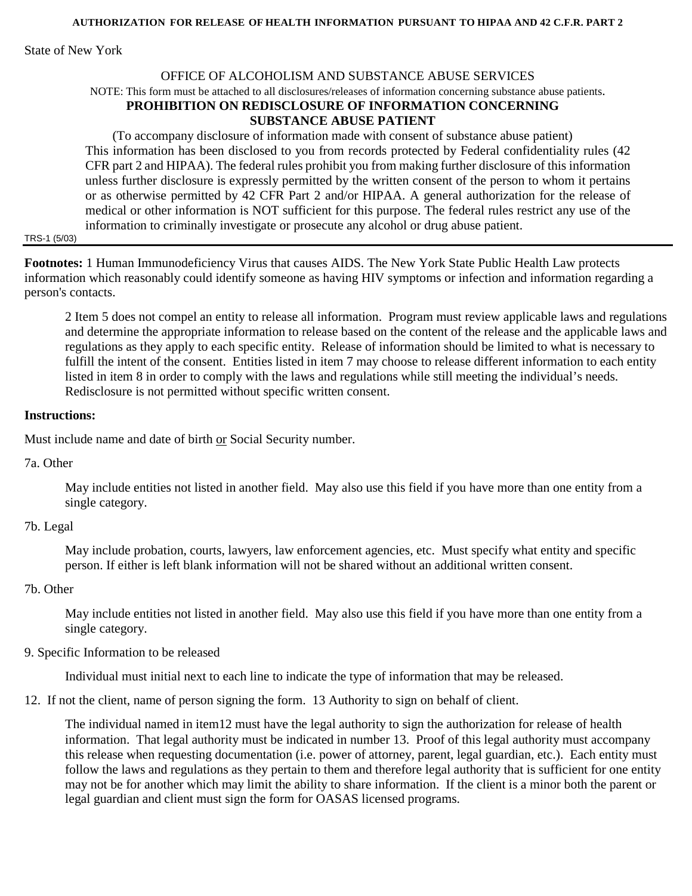**AUTHORIZATION FOR RELEASE OF HEALTH INFORMATION PURSUANT TO HIPAA AND 42 C.F.R. PART 2**

State of New York

OFFICE OF ALCOHOLISM AND SUBSTANCE ABUSE SERVICES

NOTE: This form must be attached to all disclosures/releases of information concerning substance abuse patients.

**PROHIBITION ON REDISCLOSURE OF INFORMATION CONCERNING SUBSTANCE ABUSE PATIENT**

(To accompany disclosure of information made with consent of substance abuse patient)

This information has been disclosed to you from records protected by Federal confidentiality rules (42 CFR part 2 and HIPAA). The federal rules prohibit you from making further disclosure of this information unless further disclosure is expressly permitted by the written consent of the person to whom it pertains or as otherwise permitted by 42 CFR Part 2 and/or HIPAA. A general authorization for the release of medical or other information is NOT sufficient for this purpose. The federal rules restrict any use of the information to criminally investigate or prosecute any alcohol or drug abuse patient.

TRS-1 (5/03)

---

**Footnotes:** 1 Human Immunodeficiency Virus that causes AIDS. The New York State Public Health Law protects information which reasonably could identify someone as having HIV symptoms or infection and information regarding a person's contacts.

2 Item 5 does not compel an entity to release all information. Program must review applicable laws and regulations and determine the appropriate information to release based on the content of the release and the applicable laws and regulations as they apply to each specific entity. Release of information should be limited to what is necessary to fulfill the intent of the consent. Entities listed in item 7 may choose to release different information to each entity listed in item 8 in order to comply with the laws and regulations while still meeting the individual's needs. Redisclosure is not permitted without specific written consent.

**Instructions:**

Must include name and date of birth or Social Security number.

7a. Other

May include entities not listed in another field. May also use this field if you have more than one entity from a single category.

7b. Legal

May include probation, courts, lawyers, law enforcement agencies, etc. Must specify what entity and specific person. If either is left blank information will not be shared without an additional written consent.

7b. Other

May include entities not listed in another field. May also use this field if you have more than one entity from a single category.

9. Specific Information to be released

Individual must initial next to each line to indicate the type of information that may be released.

12. If not the client, name of person signing the form. 13 Authority to sign on behalf of client.

The individual named in item12 must have the legal authority to sign the authorization for release of health information. That legal authority must be indicated in number 13. Proof of this legal authority must accompany this release when requesting documentation (i.e. power of attorney, parent, legal guardian, etc.). Each entity must follow the laws and regulations as they pertain to them and therefore legal authority that is sufficient for one entity may not be for another which may limit the ability to share information. If the client is a minor both the parent or legal guardian and client must sign the form for OASAS licensed programs.